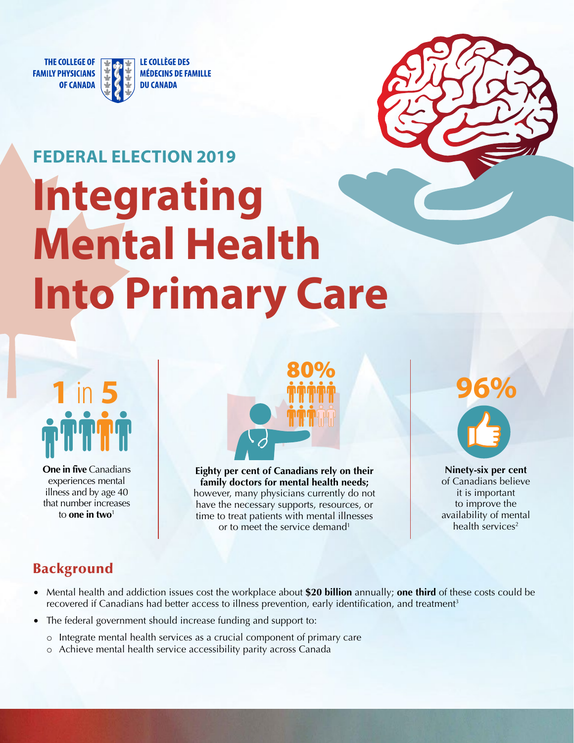THE COLLEGE OF FAMILY PHYSICIANS OF CANADA

LE COLLÈGE DES MÉDECINS DE FAMILLE DU CANADA

## FEDERAL ELECTION 2019

# Integrating Mental Health Into Primary Care

**1** in **5**

**One in five** Canadians experiences mental illness and by age 40 that number increases to **one in two**[1]

**80%**

**Eighty per cent of Canadians rely on their family doctors for mental health needs;** however, many physicians currently do not have the necessary supports, resources, or time to treat patients with mental illnesses or to meet the service demand[1]

**96%**

**Ninety-six per cent** of Canadians believe it is important to improve the availability of mental health services[2]

## Background

- Mental health and addiction issues cost the workplace about **$20 billion** annually; **one third** of these costs could be recovered if Canadians had better access to illness prevention, early identification, and treatment[3]
- The federal government should increase funding and support to:
  - Integrate mental health services as a crucial component of primary care
  - Achieve mental health service accessibility parity across Canada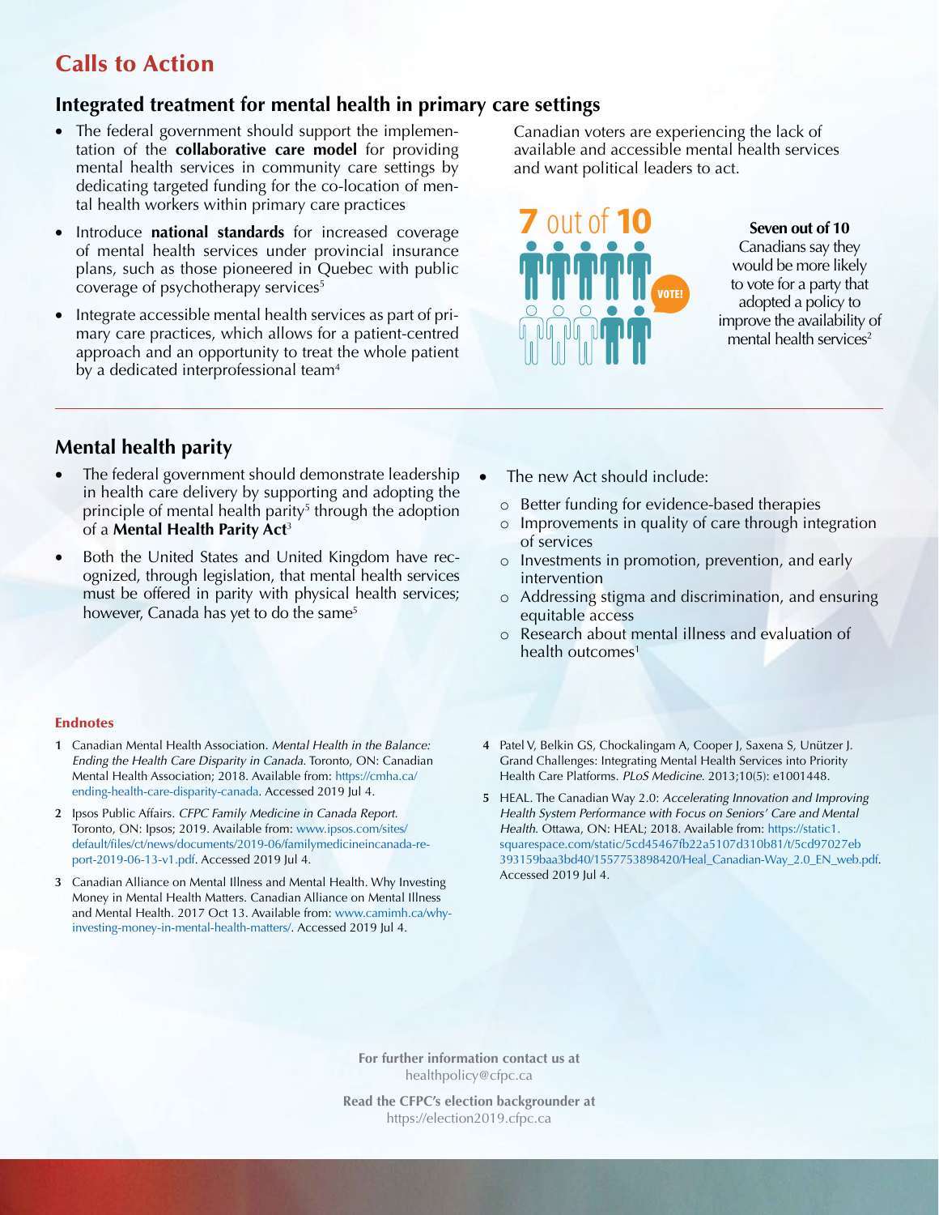# Calls to Action

## Integrated treatment for mental health in primary care settings

- The federal government should support the implementation of the **collaborative care model** for providing mental health services in community care settings by dedicating targeted funding for the co-location of mental health workers within primary care practices
- Introduce **national standards** for increased coverage of mental health services under provincial insurance plans, such as those pioneered in Quebec with public coverage of psychotherapy services[5]
- Integrate accessible mental health services as part of primary care practices, which allows for a patient-centred approach and an opportunity to treat the whole patient by a dedicated interprofessional team[4]

Canadian voters are experiencing the lack of available and accessible mental health services and want political leaders to act.

7 out of 10

VOTE!

**Seven out of 10** Canadians say they would be more likely to vote for a party that adopted a policy to improve the availability of mental health services[2]

## Mental health parity

- The federal government should demonstrate leadership in health care delivery by supporting and adopting the principle of mental health parity[5] through the adoption of a **Mental Health Parity Act**[3]
- Both the United States and United Kingdom have recognized, through legislation, that mental health services must be offered in parity with physical health services; however, Canada has yet to do the same[5]
- The new Act should include:
  - Better funding for evidence-based therapies
  - Improvements in quality of care through integration of services
  - Investments in promotion, prevention, and early intervention
  - Addressing stigma and discrimination, and ensuring equitable access
  - Research about mental illness and evaluation of health outcomes[1]

### Endnotes

1. Canadian Mental Health Association. *Mental Health in the Balance: Ending the Health Care Disparity in Canada*. Toronto, ON: Canadian Mental Health Association; 2018. Available from: https://cmha.ca/ending-health-care-disparity-canada. Accessed 2019 Jul 4.
2. Ipsos Public Affairs. *CFPC Family Medicine in Canada Report*. Toronto, ON: Ipsos; 2019. Available from: www.ipsos.com/sites/default/files/ct/news/documents/2019-06/familymedicineincanada-report-2019-06-13-v1.pdf. Accessed 2019 Jul 4.
3. Canadian Alliance on Mental Illness and Mental Health. Why Investing Money in Mental Health Matters. Canadian Alliance on Mental Illness and Mental Health. 2017 Oct 13. Available from: www.camimh.ca/why-investing-money-in-mental-health-matters/. Accessed 2019 Jul 4.
4. Patel V, Belkin GS, Chockalingam A, Cooper J, Saxena S, Unützer J. Grand Challenges: Integrating Mental Health Services into Priority Health Care Platforms. *PLoS Medicine*. 2013;10(5): e1001448.
5. HEAL. The Canadian Way 2.0: *Accelerating Innovation and Improving Health System Performance with Focus on Seniors' Care and Mental Health*. Ottawa, ON: HEAL; 2018. Available from: https://static1.squarespace.com/static/5cd45467fb22a5107d310b81/t/5cd97027eb393159baa3bd40/1557753898420/Heal_Canadian-Way_2.0_EN_web.pdf. Accessed 2019 Jul 4.

**For further information contact us at**
healthpolicy@cfpc.ca

**Read the CFPC's election backgrounder at**
https://election2019.cfpc.ca